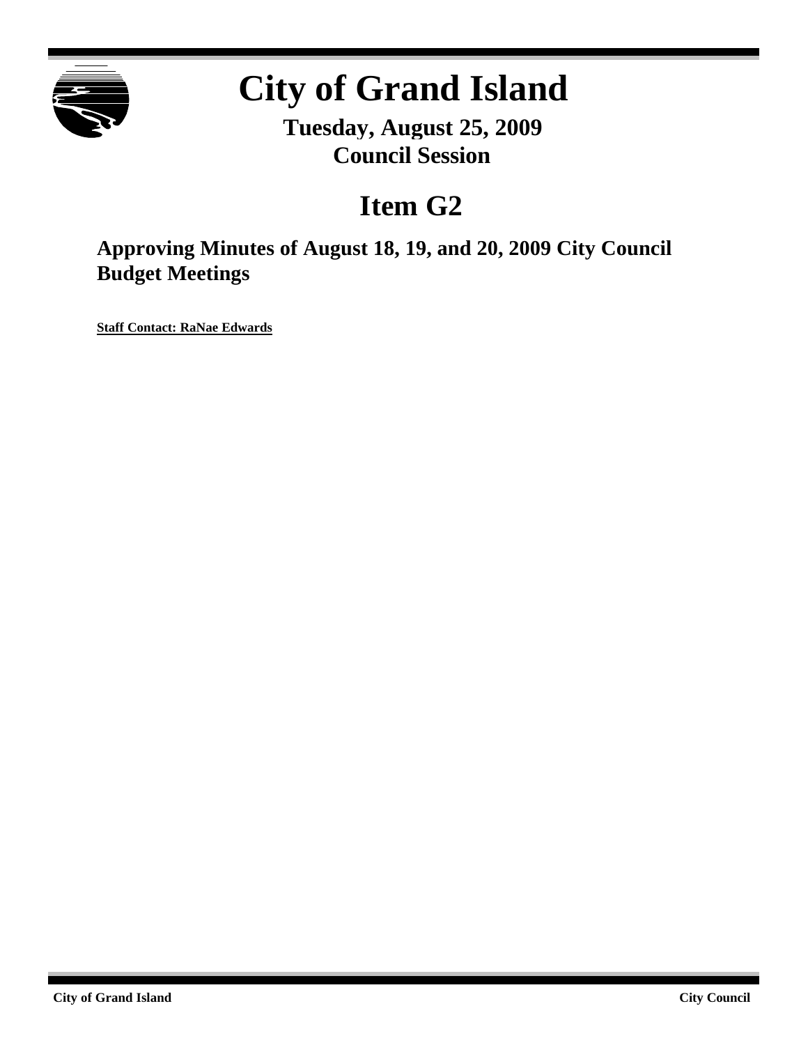# City of Grand Island

**Tuesday, August 25, 2009**
**Council Session**

## Item G2

### Approving Minutes of August 18, 19, and 20, 2009 City Council Budget Meetings

**Staff Contact: RaNae Edwards**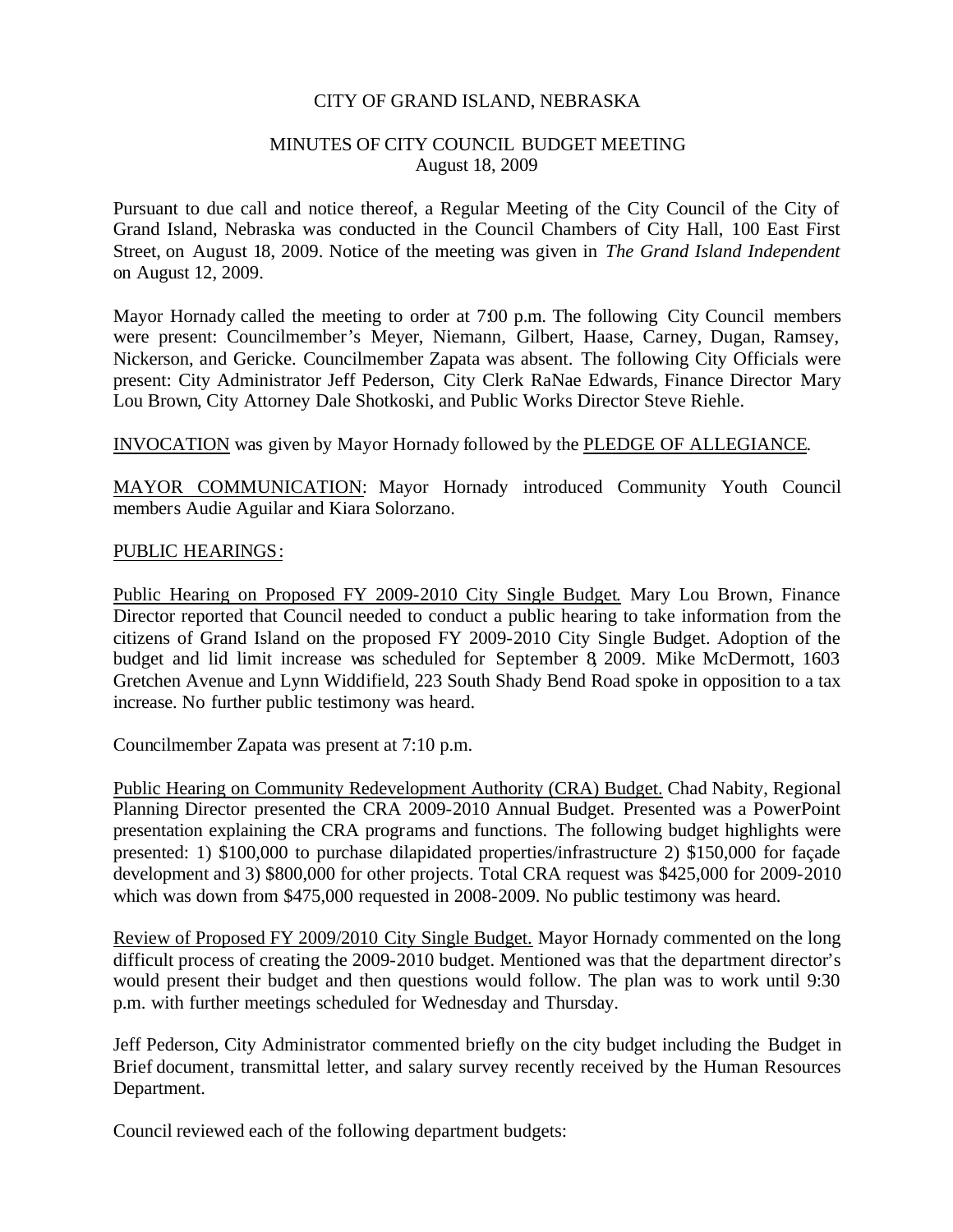CITY OF GRAND ISLAND, NEBRASKA

MINUTES OF CITY COUNCIL BUDGET MEETING
August 18, 2009

Pursuant to due call and notice thereof, a Regular Meeting of the City Council of the City of Grand Island, Nebraska was conducted in the Council Chambers of City Hall, 100 East First Street, on August 18, 2009. Notice of the meeting was given in *The Grand Island Independent* on August 12, 2009.

Mayor Hornady called the meeting to order at 7:00 p.m. The following City Council members were present: Councilmember's Meyer, Niemann, Gilbert, Haase, Carney, Dugan, Ramsey, Nickerson, and Gericke. Councilmember Zapata was absent. The following City Officials were present: City Administrator Jeff Pederson, City Clerk RaNae Edwards, Finance Director Mary Lou Brown, City Attorney Dale Shotkoski, and Public Works Director Steve Riehle.

INVOCATION was given by Mayor Hornady followed by the PLEDGE OF ALLEGIANCE.

MAYOR COMMUNICATION: Mayor Hornady introduced Community Youth Council members Audie Aguilar and Kiara Solorzano.

PUBLIC HEARINGS:

Public Hearing on Proposed FY 2009-2010 City Single Budget. Mary Lou Brown, Finance Director reported that Council needed to conduct a public hearing to take information from the citizens of Grand Island on the proposed FY 2009-2010 City Single Budget. Adoption of the budget and lid limit increase was scheduled for September 8, 2009. Mike McDermott, 1603 Gretchen Avenue and Lynn Widdifield, 223 South Shady Bend Road spoke in opposition to a tax increase. No further public testimony was heard.

Councilmember Zapata was present at 7:10 p.m.

Public Hearing on Community Redevelopment Authority (CRA) Budget. Chad Nabity, Regional Planning Director presented the CRA 2009-2010 Annual Budget. Presented was a PowerPoint presentation explaining the CRA programs and functions. The following budget highlights were presented: 1) $100,000 to purchase dilapidated properties/infrastructure 2) $150,000 for façade development and 3) $800,000 for other projects. Total CRA request was $425,000 for 2009-2010 which was down from $475,000 requested in 2008-2009. No public testimony was heard.

Review of Proposed FY 2009/2010 City Single Budget. Mayor Hornady commented on the long difficult process of creating the 2009-2010 budget. Mentioned was that the department director's would present their budget and then questions would follow. The plan was to work until 9:30 p.m. with further meetings scheduled for Wednesday and Thursday.

Jeff Pederson, City Administrator commented briefly on the city budget including the Budget in Brief document, transmittal letter, and salary survey recently received by the Human Resources Department.

Council reviewed each of the following department budgets: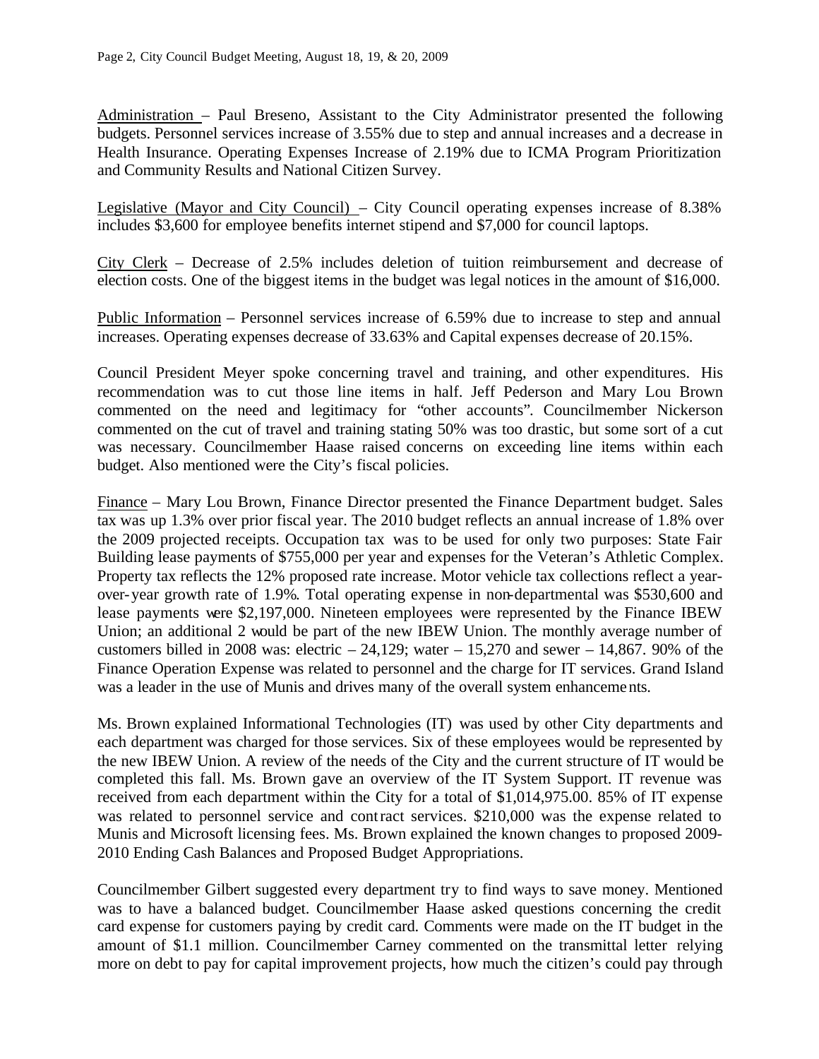Administration – Paul Breseno, Assistant to the City Administrator presented the following budgets. Personnel services increase of 3.55% due to step and annual increases and a decrease in Health Insurance. Operating Expenses Increase of 2.19% due to ICMA Program Prioritization and Community Results and National Citizen Survey.

Legislative (Mayor and City Council) – City Council operating expenses increase of 8.38% includes $3,600 for employee benefits internet stipend and $7,000 for council laptops.

City Clerk – Decrease of 2.5% includes deletion of tuition reimbursement and decrease of election costs. One of the biggest items in the budget was legal notices in the amount of $16,000.

Public Information – Personnel services increase of 6.59% due to increase to step and annual increases. Operating expenses decrease of 33.63% and Capital expenses decrease of 20.15%.

Council President Meyer spoke concerning travel and training, and other expenditures. His recommendation was to cut those line items in half. Jeff Pederson and Mary Lou Brown commented on the need and legitimacy for "other accounts". Councilmember Nickerson commented on the cut of travel and training stating 50% was too drastic, but some sort of a cut was necessary. Councilmember Haase raised concerns on exceeding line items within each budget. Also mentioned were the City's fiscal policies.

Finance – Mary Lou Brown, Finance Director presented the Finance Department budget. Sales tax was up 1.3% over prior fiscal year. The 2010 budget reflects an annual increase of 1.8% over the 2009 projected receipts. Occupation tax was to be used for only two purposes: State Fair Building lease payments of $755,000 per year and expenses for the Veteran's Athletic Complex. Property tax reflects the 12% proposed rate increase. Motor vehicle tax collections reflect a year-over-year growth rate of 1.9%. Total operating expense in non-departmental was $530,600 and lease payments were $2,197,000. Nineteen employees were represented by the Finance IBEW Union; an additional 2 would be part of the new IBEW Union. The monthly average number of customers billed in 2008 was: electric – 24,129; water – 15,270 and sewer – 14,867. 90% of the Finance Operation Expense was related to personnel and the charge for IT services. Grand Island was a leader in the use of Munis and drives many of the overall system enhancements.

Ms. Brown explained Informational Technologies (IT) was used by other City departments and each department was charged for those services. Six of these employees would be represented by the new IBEW Union. A review of the needs of the City and the current structure of IT would be completed this fall. Ms. Brown gave an overview of the IT System Support. IT revenue was received from each department within the City for a total of $1,014,975.00. 85% of IT expense was related to personnel service and contract services. $210,000 was the expense related to Munis and Microsoft licensing fees. Ms. Brown explained the known changes to proposed 2009-2010 Ending Cash Balances and Proposed Budget Appropriations.

Councilmember Gilbert suggested every department try to find ways to save money. Mentioned was to have a balanced budget. Councilmember Haase asked questions concerning the credit card expense for customers paying by credit card. Comments were made on the IT budget in the amount of $1.1 million. Councilmember Carney commented on the transmittal letter relying more on debt to pay for capital improvement projects, how much the citizen's could pay through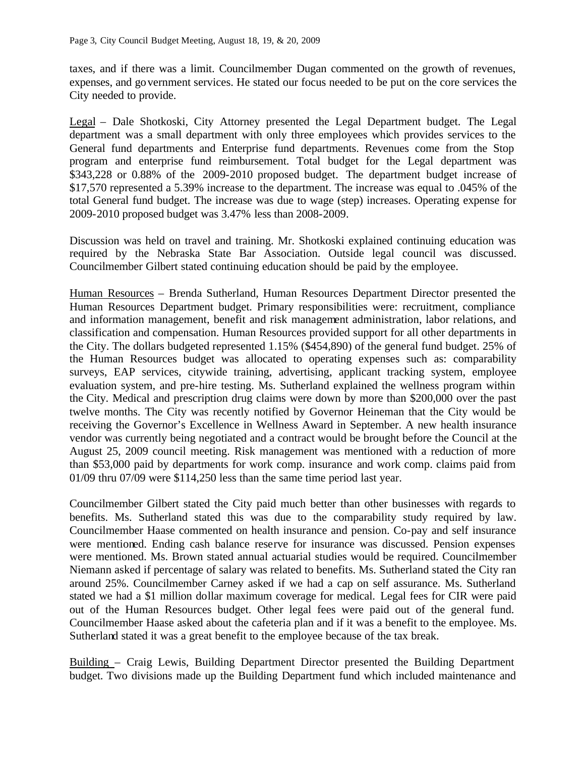taxes, and if there was a limit. Councilmember Dugan commented on the growth of revenues, expenses, and government services. He stated our focus needed to be put on the core services the City needed to provide.

Legal – Dale Shotkoski, City Attorney presented the Legal Department budget. The Legal department was a small department with only three employees which provides services to the General fund departments and Enterprise fund departments. Revenues come from the Stop program and enterprise fund reimbursement. Total budget for the Legal department was $343,228 or 0.88% of the 2009-2010 proposed budget. The department budget increase of $17,570 represented a 5.39% increase to the department. The increase was equal to .045% of the total General fund budget. The increase was due to wage (step) increases. Operating expense for 2009-2010 proposed budget was 3.47% less than 2008-2009.

Discussion was held on travel and training. Mr. Shotkoski explained continuing education was required by the Nebraska State Bar Association. Outside legal council was discussed. Councilmember Gilbert stated continuing education should be paid by the employee.

Human Resources – Brenda Sutherland, Human Resources Department Director presented the Human Resources Department budget. Primary responsibilities were: recruitment, compliance and information management, benefit and risk management administration, labor relations, and classification and compensation. Human Resources provided support for all other departments in the City. The dollars budgeted represented 1.15% ($454,890) of the general fund budget. 25% of the Human Resources budget was allocated to operating expenses such as: comparability surveys, EAP services, citywide training, advertising, applicant tracking system, employee evaluation system, and pre-hire testing. Ms. Sutherland explained the wellness program within the City. Medical and prescription drug claims were down by more than $200,000 over the past twelve months. The City was recently notified by Governor Heineman that the City would be receiving the Governor's Excellence in Wellness Award in September. A new health insurance vendor was currently being negotiated and a contract would be brought before the Council at the August 25, 2009 council meeting. Risk management was mentioned with a reduction of more than $53,000 paid by departments for work comp. insurance and work comp. claims paid from 01/09 thru 07/09 were $114,250 less than the same time period last year.

Councilmember Gilbert stated the City paid much better than other businesses with regards to benefits. Ms. Sutherland stated this was due to the comparability study required by law. Councilmember Haase commented on health insurance and pension. Co-pay and self insurance were mentioned. Ending cash balance reserve for insurance was discussed. Pension expenses were mentioned. Ms. Brown stated annual actuarial studies would be required. Councilmember Niemann asked if percentage of salary was related to benefits. Ms. Sutherland stated the City ran around 25%. Councilmember Carney asked if we had a cap on self assurance. Ms. Sutherland stated we had a $1 million dollar maximum coverage for medical. Legal fees for CIR were paid out of the Human Resources budget. Other legal fees were paid out of the general fund. Councilmember Haase asked about the cafeteria plan and if it was a benefit to the employee. Ms. Sutherland stated it was a great benefit to the employee because of the tax break.

Building – Craig Lewis, Building Department Director presented the Building Department budget. Two divisions made up the Building Department fund which included maintenance and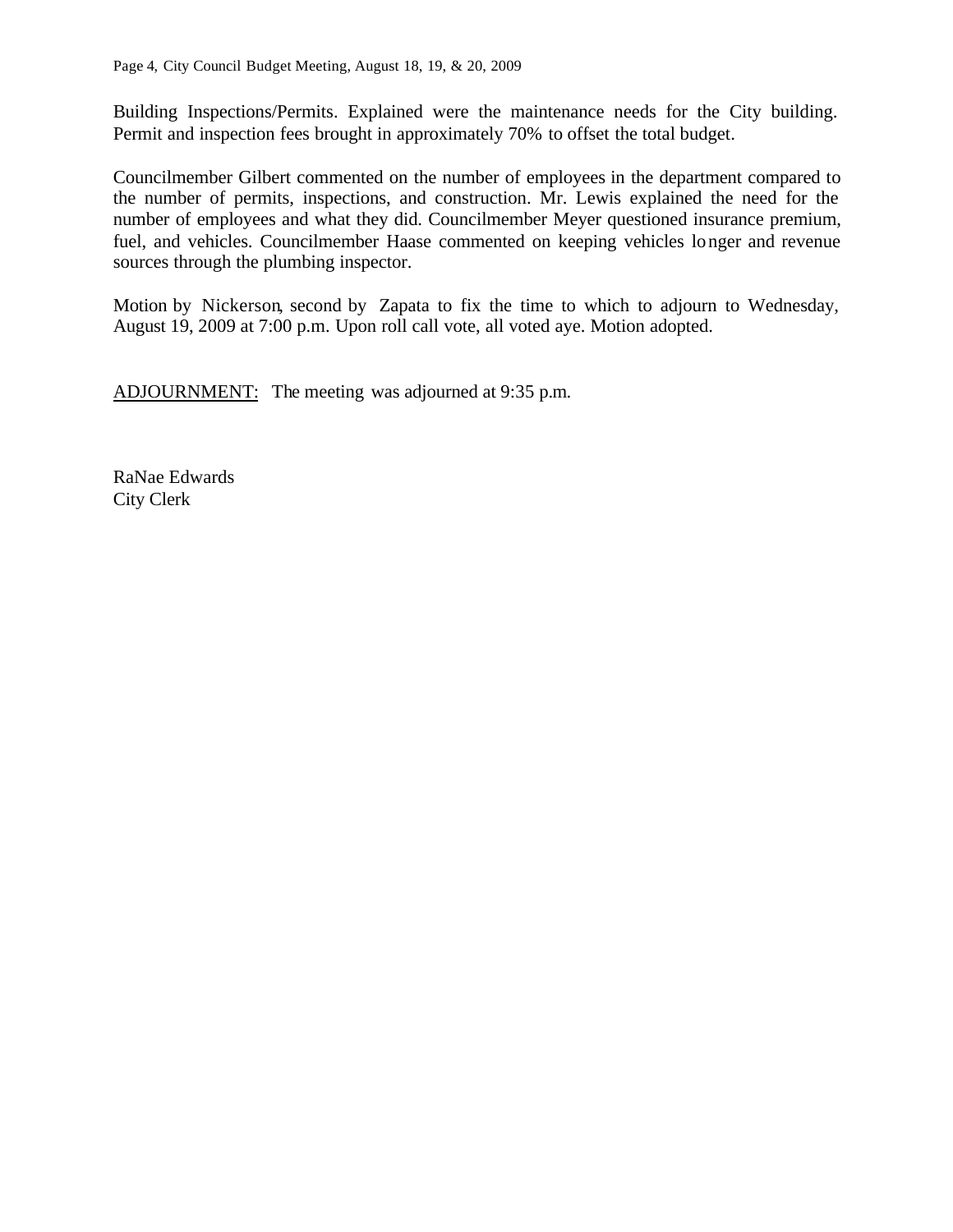Building Inspections/Permits. Explained were the maintenance needs for the City building. Permit and inspection fees brought in approximately 70% to offset the total budget.

Councilmember Gilbert commented on the number of employees in the department compared to the number of permits, inspections, and construction. Mr. Lewis explained the need for the number of employees and what they did. Councilmember Meyer questioned insurance premium, fuel, and vehicles. Councilmember Haase commented on keeping vehicles longer and revenue sources through the plumbing inspector.

Motion by Nickerson, second by Zapata to fix the time to which to adjourn to Wednesday, August 19, 2009 at 7:00 p.m. Upon roll call vote, all voted aye. Motion adopted.

ADJOURNMENT: The meeting was adjourned at 9:35 p.m.

RaNae Edwards
City Clerk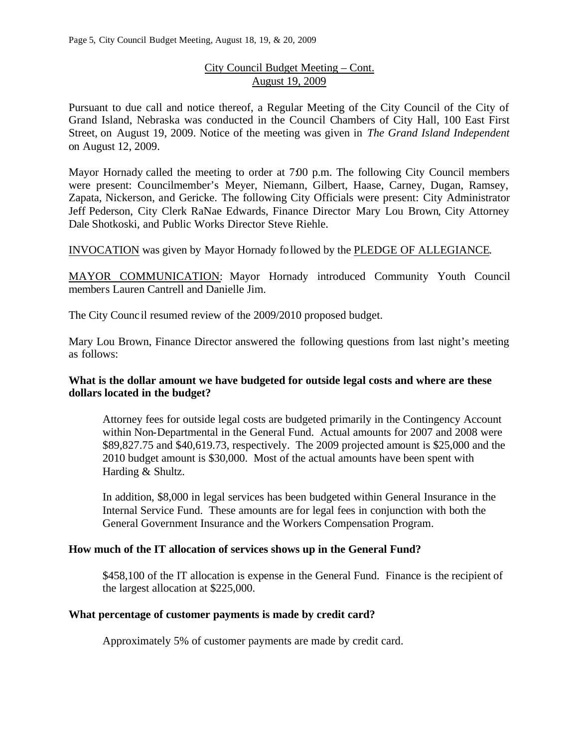City Council Budget Meeting – Cont.
August 19, 2009

Pursuant to due call and notice thereof, a Regular Meeting of the City Council of the City of Grand Island, Nebraska was conducted in the Council Chambers of City Hall, 100 East First Street, on August 19, 2009. Notice of the meeting was given in *The Grand Island Independent* on August 12, 2009.

Mayor Hornady called the meeting to order at 7:00 p.m. The following City Council members were present: Councilmember's Meyer, Niemann, Gilbert, Haase, Carney, Dugan, Ramsey, Zapata, Nickerson, and Gericke. The following City Officials were present: City Administrator Jeff Pederson, City Clerk RaNae Edwards, Finance Director Mary Lou Brown, City Attorney Dale Shotkoski, and Public Works Director Steve Riehle.

INVOCATION was given by Mayor Hornady followed by the PLEDGE OF ALLEGIANCE.

MAYOR COMMUNICATION: Mayor Hornady introduced Community Youth Council members Lauren Cantrell and Danielle Jim.

The City Council resumed review of the 2009/2010 proposed budget.

Mary Lou Brown, Finance Director answered the following questions from last night's meeting as follows:

**What is the dollar amount we have budgeted for outside legal costs and where are these dollars located in the budget?**

Attorney fees for outside legal costs are budgeted primarily in the Contingency Account within Non-Departmental in the General Fund. Actual amounts for 2007 and 2008 were $89,827.75 and $40,619.73, respectively. The 2009 projected amount is $25,000 and the 2010 budget amount is $30,000. Most of the actual amounts have been spent with Harding & Shultz.

In addition, $8,000 in legal services has been budgeted within General Insurance in the Internal Service Fund. These amounts are for legal fees in conjunction with both the General Government Insurance and the Workers Compensation Program.

**How much of the IT allocation of services shows up in the General Fund?**

$458,100 of the IT allocation is expense in the General Fund. Finance is the recipient of the largest allocation at $225,000.

**What percentage of customer payments is made by credit card?**

Approximately 5% of customer payments are made by credit card.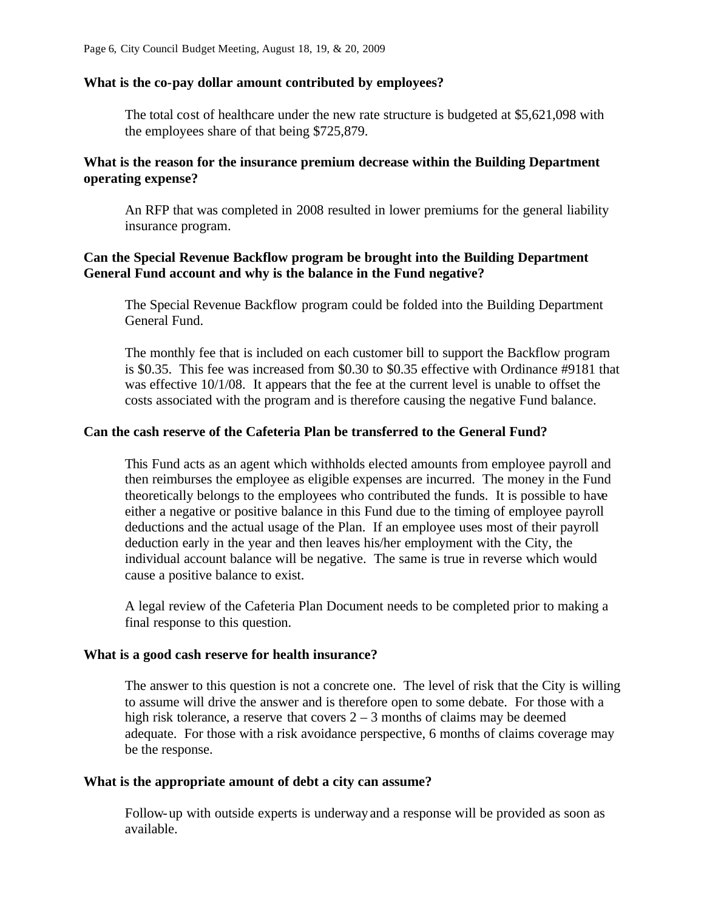**What is the co-pay dollar amount contributed by employees?**

The total cost of healthcare under the new rate structure is budgeted at $5,621,098 with the employees share of that being $725,879.

**What is the reason for the insurance premium decrease within the Building Department operating expense?**

An RFP that was completed in 2008 resulted in lower premiums for the general liability insurance program.

**Can the Special Revenue Backflow program be brought into the Building Department General Fund account and why is the balance in the Fund negative?**

The Special Revenue Backflow program could be folded into the Building Department General Fund.

The monthly fee that is included on each customer bill to support the Backflow program is $0.35. This fee was increased from $0.30 to $0.35 effective with Ordinance #9181 that was effective 10/1/08. It appears that the fee at the current level is unable to offset the costs associated with the program and is therefore causing the negative Fund balance.

**Can the cash reserve of the Cafeteria Plan be transferred to the General Fund?**

This Fund acts as an agent which withholds elected amounts from employee payroll and then reimburses the employee as eligible expenses are incurred. The money in the Fund theoretically belongs to the employees who contributed the funds. It is possible to have either a negative or positive balance in this Fund due to the timing of employee payroll deductions and the actual usage of the Plan. If an employee uses most of their payroll deduction early in the year and then leaves his/her employment with the City, the individual account balance will be negative. The same is true in reverse which would cause a positive balance to exist.

A legal review of the Cafeteria Plan Document needs to be completed prior to making a final response to this question.

**What is a good cash reserve for health insurance?**

The answer to this question is not a concrete one. The level of risk that the City is willing to assume will drive the answer and is therefore open to some debate. For those with a high risk tolerance, a reserve that covers 2 – 3 months of claims may be deemed adequate. For those with a risk avoidance perspective, 6 months of claims coverage may be the response.

**What is the appropriate amount of debt a city can assume?**

Follow-up with outside experts is underway and a response will be provided as soon as available.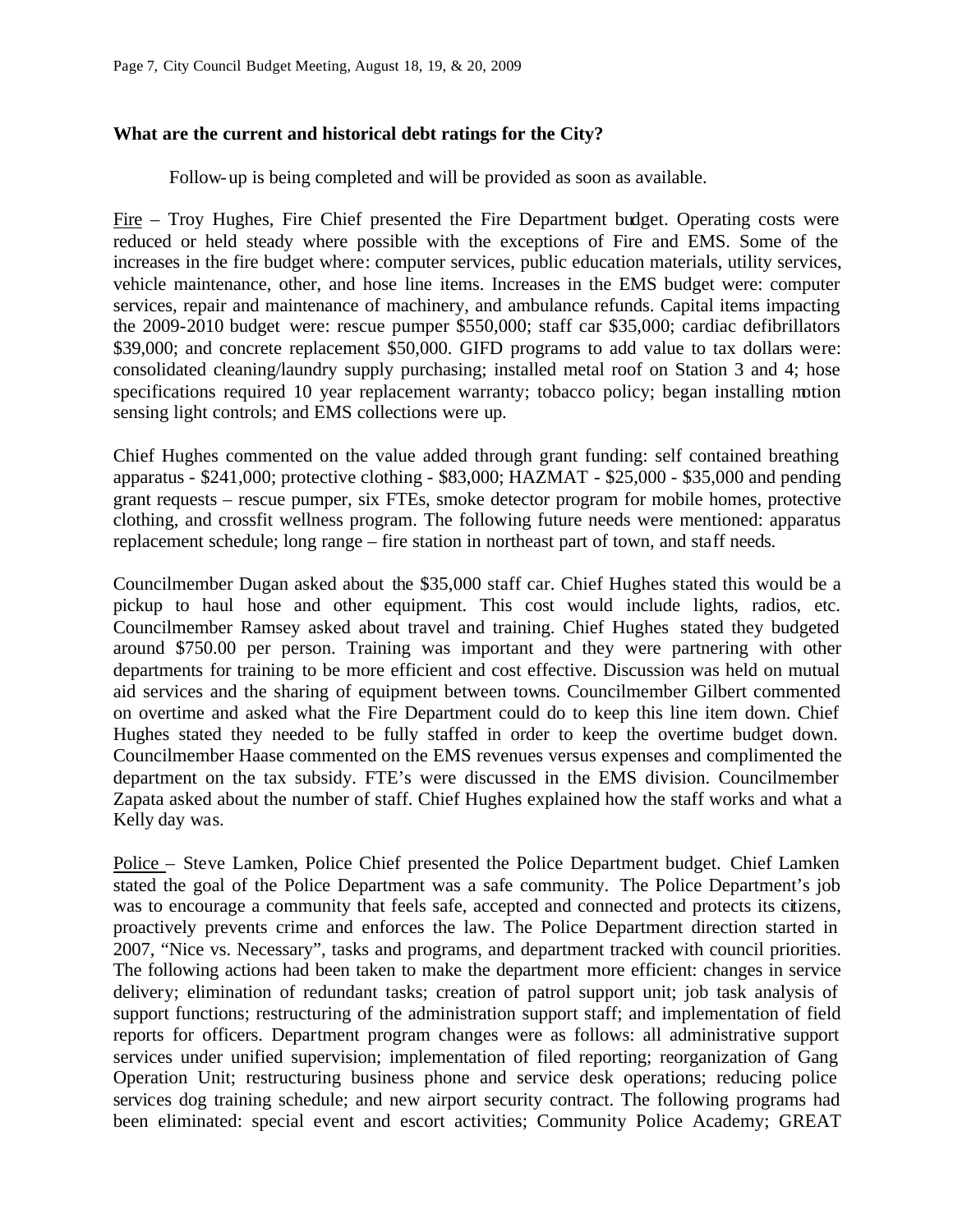**What are the current and historical debt ratings for the City?**

Follow-up is being completed and will be provided as soon as available.

Fire – Troy Hughes, Fire Chief presented the Fire Department budget. Operating costs were reduced or held steady where possible with the exceptions of Fire and EMS. Some of the increases in the fire budget where: computer services, public education materials, utility services, vehicle maintenance, other, and hose line items. Increases in the EMS budget were: computer services, repair and maintenance of machinery, and ambulance refunds. Capital items impacting the 2009-2010 budget were: rescue pumper $550,000; staff car $35,000; cardiac defibrillators $39,000; and concrete replacement $50,000. GIFD programs to add value to tax dollars were: consolidated cleaning/laundry supply purchasing; installed metal roof on Station 3 and 4; hose specifications required 10 year replacement warranty; tobacco policy; began installing motion sensing light controls; and EMS collections were up.

Chief Hughes commented on the value added through grant funding: self contained breathing apparatus - $241,000; protective clothing - $83,000; HAZMAT - $25,000 - $35,000 and pending grant requests – rescue pumper, six FTEs, smoke detector program for mobile homes, protective clothing, and crossfit wellness program. The following future needs were mentioned: apparatus replacement schedule; long range – fire station in northeast part of town, and staff needs.

Councilmember Dugan asked about the $35,000 staff car. Chief Hughes stated this would be a pickup to haul hose and other equipment. This cost would include lights, radios, etc. Councilmember Ramsey asked about travel and training. Chief Hughes stated they budgeted around $750.00 per person. Training was important and they were partnering with other departments for training to be more efficient and cost effective. Discussion was held on mutual aid services and the sharing of equipment between towns. Councilmember Gilbert commented on overtime and asked what the Fire Department could do to keep this line item down. Chief Hughes stated they needed to be fully staffed in order to keep the overtime budget down. Councilmember Haase commented on the EMS revenues versus expenses and complimented the department on the tax subsidy. FTE's were discussed in the EMS division. Councilmember Zapata asked about the number of staff. Chief Hughes explained how the staff works and what a Kelly day was.

Police – Steve Lamken, Police Chief presented the Police Department budget. Chief Lamken stated the goal of the Police Department was a safe community. The Police Department's job was to encourage a community that feels safe, accepted and connected and protects its citizens, proactively prevents crime and enforces the law. The Police Department direction started in 2007, "Nice vs. Necessary", tasks and programs, and department tracked with council priorities. The following actions had been taken to make the department more efficient: changes in service delivery; elimination of redundant tasks; creation of patrol support unit; job task analysis of support functions; restructuring of the administration support staff; and implementation of field reports for officers. Department program changes were as follows: all administrative support services under unified supervision; implementation of filed reporting; reorganization of Gang Operation Unit; restructuring business phone and service desk operations; reducing police services dog training schedule; and new airport security contract. The following programs had been eliminated: special event and escort activities; Community Police Academy; GREAT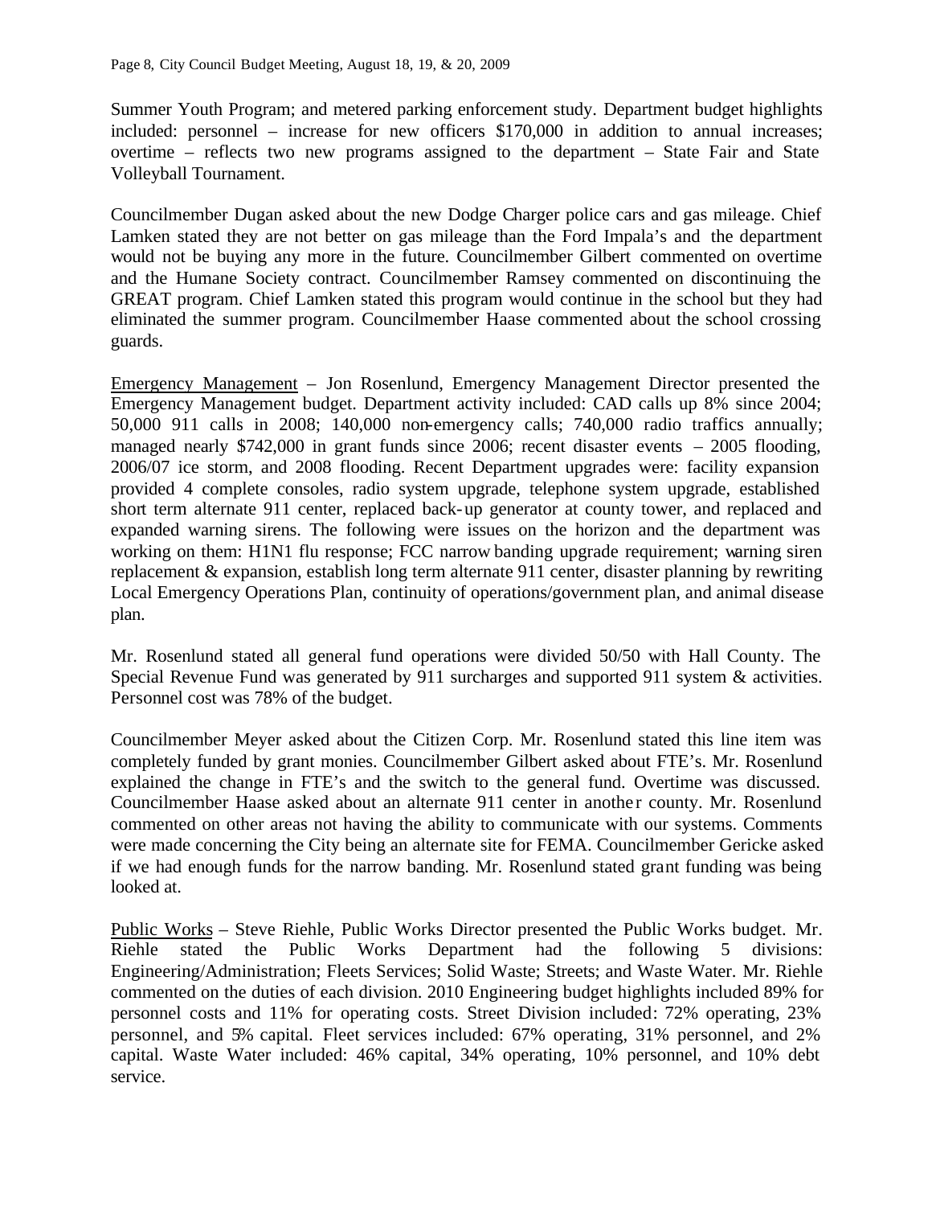Summer Youth Program; and metered parking enforcement study. Department budget highlights included: personnel – increase for new officers $170,000 in addition to annual increases; overtime – reflects two new programs assigned to the department – State Fair and State Volleyball Tournament.

Councilmember Dugan asked about the new Dodge Charger police cars and gas mileage. Chief Lamken stated they are not better on gas mileage than the Ford Impala's and the department would not be buying any more in the future. Councilmember Gilbert commented on overtime and the Humane Society contract. Councilmember Ramsey commented on discontinuing the GREAT program. Chief Lamken stated this program would continue in the school but they had eliminated the summer program. Councilmember Haase commented about the school crossing guards.

Emergency Management – Jon Rosenlund, Emergency Management Director presented the Emergency Management budget. Department activity included: CAD calls up 8% since 2004; 50,000 911 calls in 2008; 140,000 non-emergency calls; 740,000 radio traffics annually; managed nearly $742,000 in grant funds since 2006; recent disaster events – 2005 flooding, 2006/07 ice storm, and 2008 flooding. Recent Department upgrades were: facility expansion provided 4 complete consoles, radio system upgrade, telephone system upgrade, established short term alternate 911 center, replaced back-up generator at county tower, and replaced and expanded warning sirens. The following were issues on the horizon and the department was working on them: H1N1 flu response; FCC narrow banding upgrade requirement; warning siren replacement & expansion, establish long term alternate 911 center, disaster planning by rewriting Local Emergency Operations Plan, continuity of operations/government plan, and animal disease plan.

Mr. Rosenlund stated all general fund operations were divided 50/50 with Hall County. The Special Revenue Fund was generated by 911 surcharges and supported 911 system & activities. Personnel cost was 78% of the budget.

Councilmember Meyer asked about the Citizen Corp. Mr. Rosenlund stated this line item was completely funded by grant monies. Councilmember Gilbert asked about FTE's. Mr. Rosenlund explained the change in FTE's and the switch to the general fund. Overtime was discussed. Councilmember Haase asked about an alternate 911 center in another county. Mr. Rosenlund commented on other areas not having the ability to communicate with our systems. Comments were made concerning the City being an alternate site for FEMA. Councilmember Gericke asked if we had enough funds for the narrow banding. Mr. Rosenlund stated grant funding was being looked at.

Public Works – Steve Riehle, Public Works Director presented the Public Works budget. Mr. Riehle stated the Public Works Department had the following 5 divisions: Engineering/Administration; Fleets Services; Solid Waste; Streets; and Waste Water. Mr. Riehle commented on the duties of each division. 2010 Engineering budget highlights included 89% for personnel costs and 11% for operating costs. Street Division included: 72% operating, 23% personnel, and 5% capital. Fleet services included: 67% operating, 31% personnel, and 2% capital. Waste Water included: 46% capital, 34% operating, 10% personnel, and 10% debt service.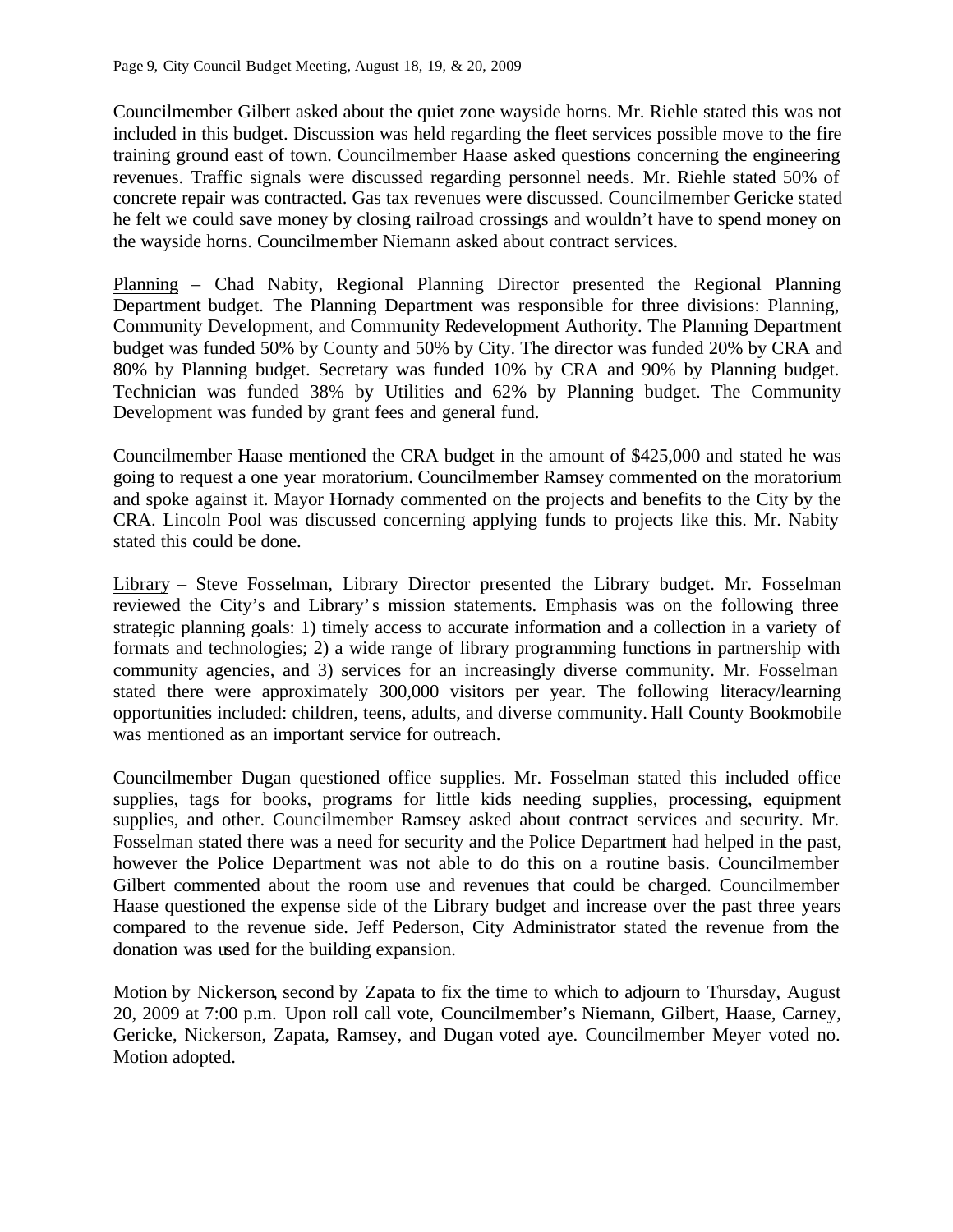Councilmember Gilbert asked about the quiet zone wayside horns. Mr. Riehle stated this was not included in this budget. Discussion was held regarding the fleet services possible move to the fire training ground east of town. Councilmember Haase asked questions concerning the engineering revenues. Traffic signals were discussed regarding personnel needs. Mr. Riehle stated 50% of concrete repair was contracted. Gas tax revenues were discussed. Councilmember Gericke stated he felt we could save money by closing railroad crossings and wouldn't have to spend money on the wayside horns. Councilmember Niemann asked about contract services.

Planning – Chad Nabity, Regional Planning Director presented the Regional Planning Department budget. The Planning Department was responsible for three divisions: Planning, Community Development, and Community Redevelopment Authority. The Planning Department budget was funded 50% by County and 50% by City. The director was funded 20% by CRA and 80% by Planning budget. Secretary was funded 10% by CRA and 90% by Planning budget. Technician was funded 38% by Utilities and 62% by Planning budget. The Community Development was funded by grant fees and general fund.

Councilmember Haase mentioned the CRA budget in the amount of $425,000 and stated he was going to request a one year moratorium. Councilmember Ramsey commented on the moratorium and spoke against it. Mayor Hornady commented on the projects and benefits to the City by the CRA. Lincoln Pool was discussed concerning applying funds to projects like this. Mr. Nabity stated this could be done.

Library – Steve Fosselman, Library Director presented the Library budget. Mr. Fosselman reviewed the City's and Library's mission statements. Emphasis was on the following three strategic planning goals: 1) timely access to accurate information and a collection in a variety of formats and technologies; 2) a wide range of library programming functions in partnership with community agencies, and 3) services for an increasingly diverse community. Mr. Fosselman stated there were approximately 300,000 visitors per year. The following literacy/learning opportunities included: children, teens, adults, and diverse community. Hall County Bookmobile was mentioned as an important service for outreach.

Councilmember Dugan questioned office supplies. Mr. Fosselman stated this included office supplies, tags for books, programs for little kids needing supplies, processing, equipment supplies, and other. Councilmember Ramsey asked about contract services and security. Mr. Fosselman stated there was a need for security and the Police Department had helped in the past, however the Police Department was not able to do this on a routine basis. Councilmember Gilbert commented about the room use and revenues that could be charged. Councilmember Haase questioned the expense side of the Library budget and increase over the past three years compared to the revenue side. Jeff Pederson, City Administrator stated the revenue from the donation was used for the building expansion.

Motion by Nickerson, second by Zapata to fix the time to which to adjourn to Thursday, August 20, 2009 at 7:00 p.m. Upon roll call vote, Councilmember's Niemann, Gilbert, Haase, Carney, Gericke, Nickerson, Zapata, Ramsey, and Dugan voted aye. Councilmember Meyer voted no. Motion adopted.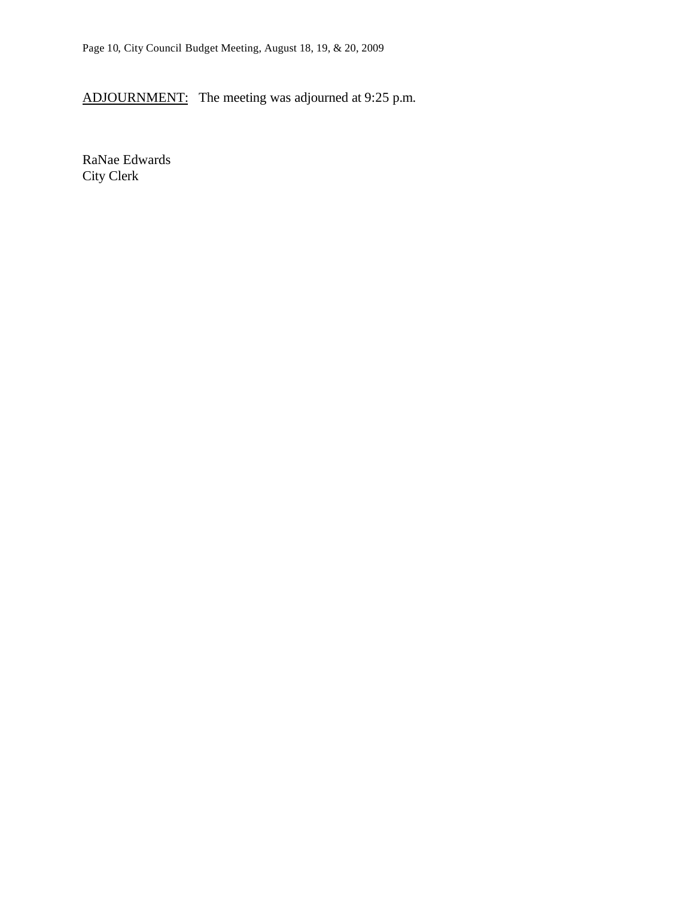ADJOURNMENT: The meeting was adjourned at 9:25 p.m.

RaNae Edwards
City Clerk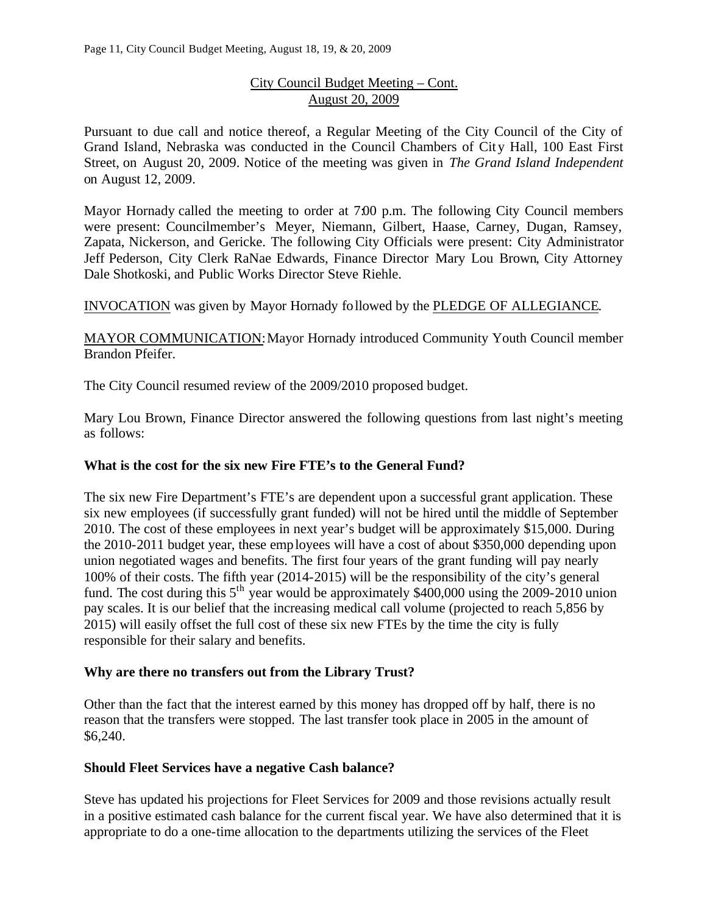City Council Budget Meeting – Cont.
August 20, 2009

Pursuant to due call and notice thereof, a Regular Meeting of the City Council of the City of Grand Island, Nebraska was conducted in the Council Chambers of City Hall, 100 East First Street, on August 20, 2009. Notice of the meeting was given in *The Grand Island Independent* on August 12, 2009.

Mayor Hornady called the meeting to order at 7:00 p.m. The following City Council members were present: Councilmember's Meyer, Niemann, Gilbert, Haase, Carney, Dugan, Ramsey, Zapata, Nickerson, and Gericke. The following City Officials were present: City Administrator Jeff Pederson, City Clerk RaNae Edwards, Finance Director Mary Lou Brown, City Attorney Dale Shotkoski, and Public Works Director Steve Riehle.

INVOCATION was given by Mayor Hornady followed by the PLEDGE OF ALLEGIANCE.

MAYOR COMMUNICATION: Mayor Hornady introduced Community Youth Council member Brandon Pfeifer.

The City Council resumed review of the 2009/2010 proposed budget.

Mary Lou Brown, Finance Director answered the following questions from last night's meeting as follows:

**What is the cost for the six new Fire FTE's to the General Fund?**

The six new Fire Department's FTE's are dependent upon a successful grant application. These six new employees (if successfully grant funded) will not be hired until the middle of September 2010. The cost of these employees in next year's budget will be approximately $15,000. During the 2010-2011 budget year, these employees will have a cost of about $350,000 depending upon union negotiated wages and benefits. The first four years of the grant funding will pay nearly 100% of their costs. The fifth year (2014-2015) will be the responsibility of the city's general fund. The cost during this 5th year would be approximately $400,000 using the 2009-2010 union pay scales. It is our belief that the increasing medical call volume (projected to reach 5,856 by 2015) will easily offset the full cost of these six new FTEs by the time the city is fully responsible for their salary and benefits.

**Why are there no transfers out from the Library Trust?**

Other than the fact that the interest earned by this money has dropped off by half, there is no reason that the transfers were stopped. The last transfer took place in 2005 in the amount of $6,240.

**Should Fleet Services have a negative Cash balance?**

Steve has updated his projections for Fleet Services for 2009 and those revisions actually result in a positive estimated cash balance for the current fiscal year. We have also determined that it is appropriate to do a one-time allocation to the departments utilizing the services of the Fleet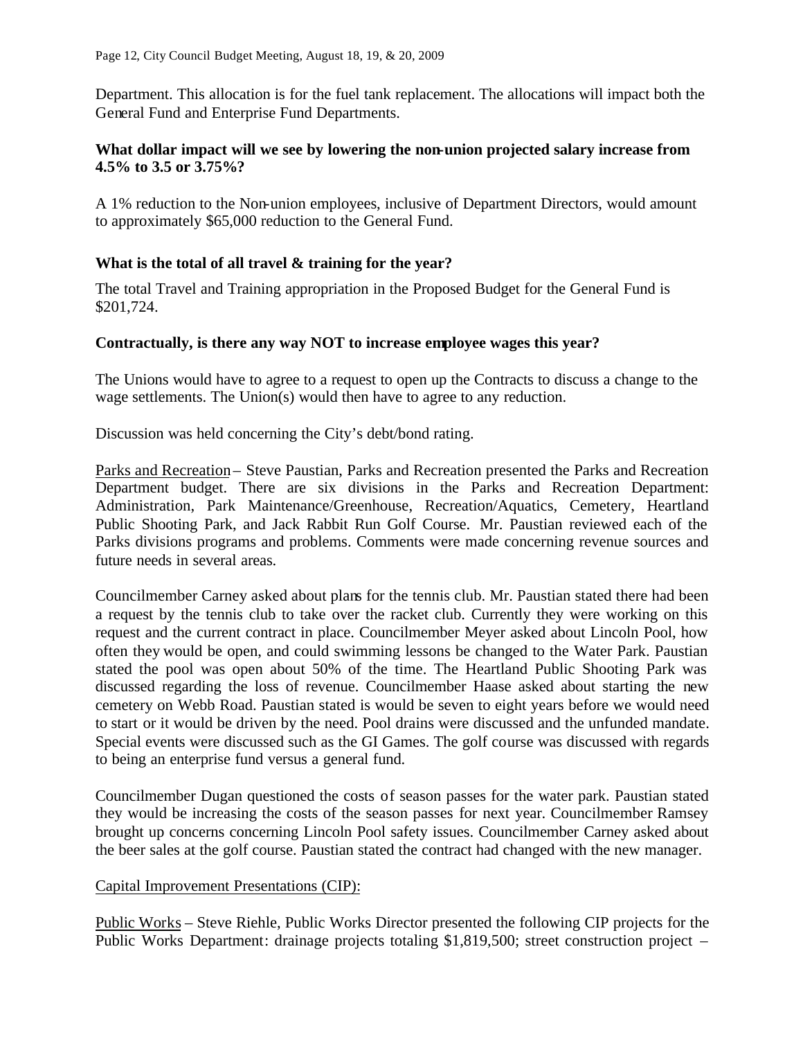Department. This allocation is for the fuel tank replacement. The allocations will impact both the General Fund and Enterprise Fund Departments.

**What dollar impact will we see by lowering the non-union projected salary increase from 4.5% to 3.5 or 3.75%?**

A 1% reduction to the Non-union employees, inclusive of Department Directors, would amount to approximately $65,000 reduction to the General Fund.

**What is the total of all travel & training for the year?**

The total Travel and Training appropriation in the Proposed Budget for the General Fund is $201,724.

**Contractually, is there any way NOT to increase employee wages this year?**

The Unions would have to agree to a request to open up the Contracts to discuss a change to the wage settlements. The Union(s) would then have to agree to any reduction.

Discussion was held concerning the City's debt/bond rating.

Parks and Recreation – Steve Paustian, Parks and Recreation presented the Parks and Recreation Department budget. There are six divisions in the Parks and Recreation Department: Administration, Park Maintenance/Greenhouse, Recreation/Aquatics, Cemetery, Heartland Public Shooting Park, and Jack Rabbit Run Golf Course. Mr. Paustian reviewed each of the Parks divisions programs and problems. Comments were made concerning revenue sources and future needs in several areas.

Councilmember Carney asked about plans for the tennis club. Mr. Paustian stated there had been a request by the tennis club to take over the racket club. Currently they were working on this request and the current contract in place. Councilmember Meyer asked about Lincoln Pool, how often they would be open, and could swimming lessons be changed to the Water Park. Paustian stated the pool was open about 50% of the time. The Heartland Public Shooting Park was discussed regarding the loss of revenue. Councilmember Haase asked about starting the new cemetery on Webb Road. Paustian stated is would be seven to eight years before we would need to start or it would be driven by the need. Pool drains were discussed and the unfunded mandate. Special events were discussed such as the GI Games. The golf course was discussed with regards to being an enterprise fund versus a general fund.

Councilmember Dugan questioned the costs of season passes for the water park. Paustian stated they would be increasing the costs of the season passes for next year. Councilmember Ramsey brought up concerns concerning Lincoln Pool safety issues. Councilmember Carney asked about the beer sales at the golf course. Paustian stated the contract had changed with the new manager.

Capital Improvement Presentations (CIP):

Public Works – Steve Riehle, Public Works Director presented the following CIP projects for the Public Works Department: drainage projects totaling $1,819,500; street construction project –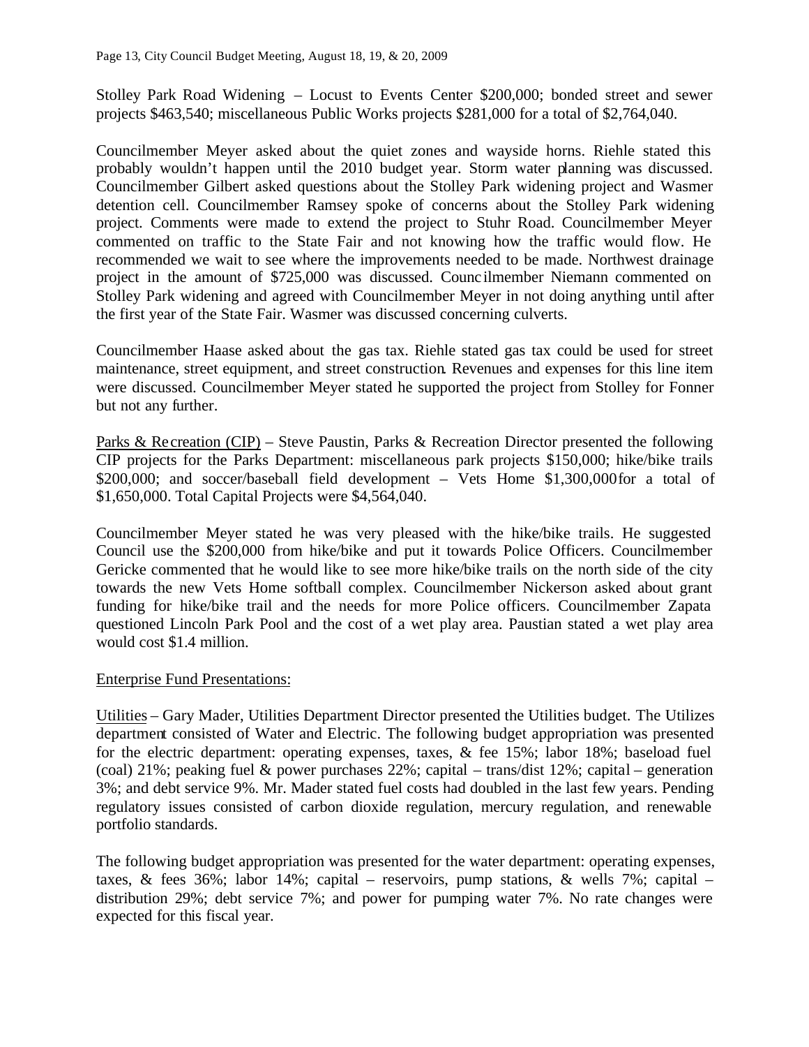Stolley Park Road Widening – Locust to Events Center $200,000; bonded street and sewer projects $463,540; miscellaneous Public Works projects $281,000 for a total of $2,764,040.

Councilmember Meyer asked about the quiet zones and wayside horns. Riehle stated this probably wouldn't happen until the 2010 budget year. Storm water planning was discussed. Councilmember Gilbert asked questions about the Stolley Park widening project and Wasmer detention cell. Councilmember Ramsey spoke of concerns about the Stolley Park widening project. Comments were made to extend the project to Stuhr Road. Councilmember Meyer commented on traffic to the State Fair and not knowing how the traffic would flow. He recommended we wait to see where the improvements needed to be made. Northwest drainage project in the amount of $725,000 was discussed. Councilmember Niemann commented on Stolley Park widening and agreed with Councilmember Meyer in not doing anything until after the first year of the State Fair. Wasmer was discussed concerning culverts.

Councilmember Haase asked about the gas tax. Riehle stated gas tax could be used for street maintenance, street equipment, and street construction. Revenues and expenses for this line item were discussed. Councilmember Meyer stated he supported the project from Stolley for Fonner but not any further.

Parks & Recreation (CIP) – Steve Paustin, Parks & Recreation Director presented the following CIP projects for the Parks Department: miscellaneous park projects $150,000; hike/bike trails $200,000; and soccer/baseball field development – Vets Home $1,300,000 for a total of $1,650,000. Total Capital Projects were $4,564,040.

Councilmember Meyer stated he was very pleased with the hike/bike trails. He suggested Council use the $200,000 from hike/bike and put it towards Police Officers. Councilmember Gericke commented that he would like to see more hike/bike trails on the north side of the city towards the new Vets Home softball complex. Councilmember Nickerson asked about grant funding for hike/bike trail and the needs for more Police officers. Councilmember Zapata questioned Lincoln Park Pool and the cost of a wet play area. Paustian stated a wet play area would cost $1.4 million.

Enterprise Fund Presentations:

Utilities – Gary Mader, Utilities Department Director presented the Utilities budget. The Utilizes department consisted of Water and Electric. The following budget appropriation was presented for the electric department: operating expenses, taxes, & fee 15%; labor 18%; baseload fuel (coal) 21%; peaking fuel & power purchases 22%; capital – trans/dist 12%; capital – generation 3%; and debt service 9%. Mr. Mader stated fuel costs had doubled in the last few years. Pending regulatory issues consisted of carbon dioxide regulation, mercury regulation, and renewable portfolio standards.

The following budget appropriation was presented for the water department: operating expenses, taxes, & fees 36%; labor 14%; capital – reservoirs, pump stations, & wells 7%; capital – distribution 29%; debt service 7%; and power for pumping water 7%. No rate changes were expected for this fiscal year.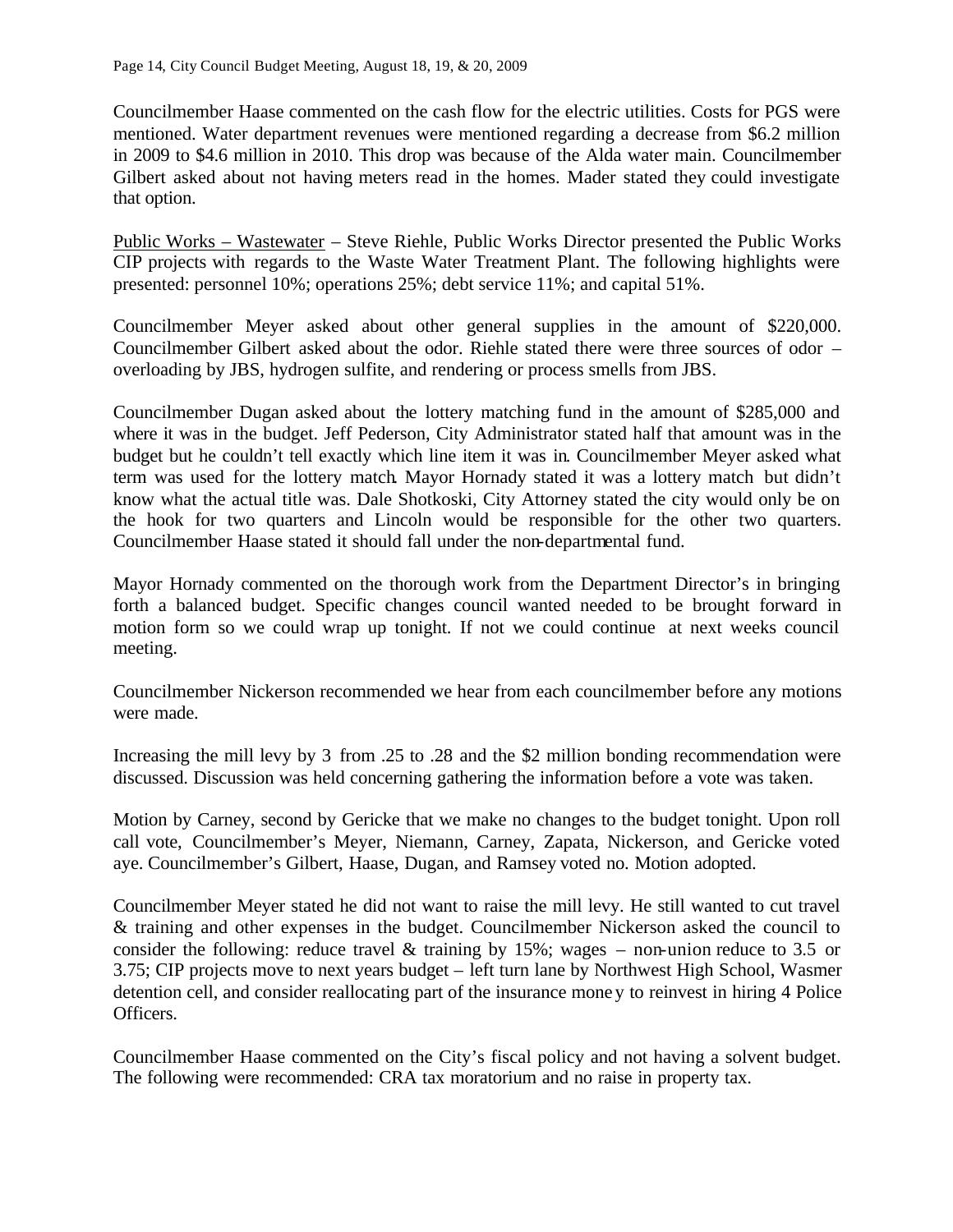Councilmember Haase commented on the cash flow for the electric utilities. Costs for PGS were mentioned. Water department revenues were mentioned regarding a decrease from \$6.2 million in 2009 to \$4.6 million in 2010. This drop was because of the Alda water main. Councilmember Gilbert asked about not having meters read in the homes. Mader stated they could investigate that option.

Public Works – Wastewater – Steve Riehle, Public Works Director presented the Public Works CIP projects with regards to the Waste Water Treatment Plant. The following highlights were presented: personnel 10%; operations 25%; debt service 11%; and capital 51%.

Councilmember Meyer asked about other general supplies in the amount of \$220,000. Councilmember Gilbert asked about the odor. Riehle stated there were three sources of odor – overloading by JBS, hydrogen sulfite, and rendering or process smells from JBS.

Councilmember Dugan asked about the lottery matching fund in the amount of \$285,000 and where it was in the budget. Jeff Pederson, City Administrator stated half that amount was in the budget but he couldn't tell exactly which line item it was in. Councilmember Meyer asked what term was used for the lottery match. Mayor Hornady stated it was a lottery match but didn't know what the actual title was. Dale Shotkoski, City Attorney stated the city would only be on the hook for two quarters and Lincoln would be responsible for the other two quarters. Councilmember Haase stated it should fall under the non-departmental fund.

Mayor Hornady commented on the thorough work from the Department Director's in bringing forth a balanced budget. Specific changes council wanted needed to be brought forward in motion form so we could wrap up tonight. If not we could continue at next weeks council meeting.

Councilmember Nickerson recommended we hear from each councilmember before any motions were made.

Increasing the mill levy by 3 from .25 to .28 and the \$2 million bonding recommendation were discussed. Discussion was held concerning gathering the information before a vote was taken.

Motion by Carney, second by Gericke that we make no changes to the budget tonight. Upon roll call vote, Councilmember's Meyer, Niemann, Carney, Zapata, Nickerson, and Gericke voted aye. Councilmember's Gilbert, Haase, Dugan, and Ramsey voted no. Motion adopted.

Councilmember Meyer stated he did not want to raise the mill levy. He still wanted to cut travel & training and other expenses in the budget. Councilmember Nickerson asked the council to consider the following: reduce travel & training by 15%; wages – non-union reduce to 3.5 or 3.75; CIP projects move to next years budget – left turn lane by Northwest High School, Wasmer detention cell, and consider reallocating part of the insurance money to reinvest in hiring 4 Police Officers.

Councilmember Haase commented on the City's fiscal policy and not having a solvent budget. The following were recommended: CRA tax moratorium and no raise in property tax.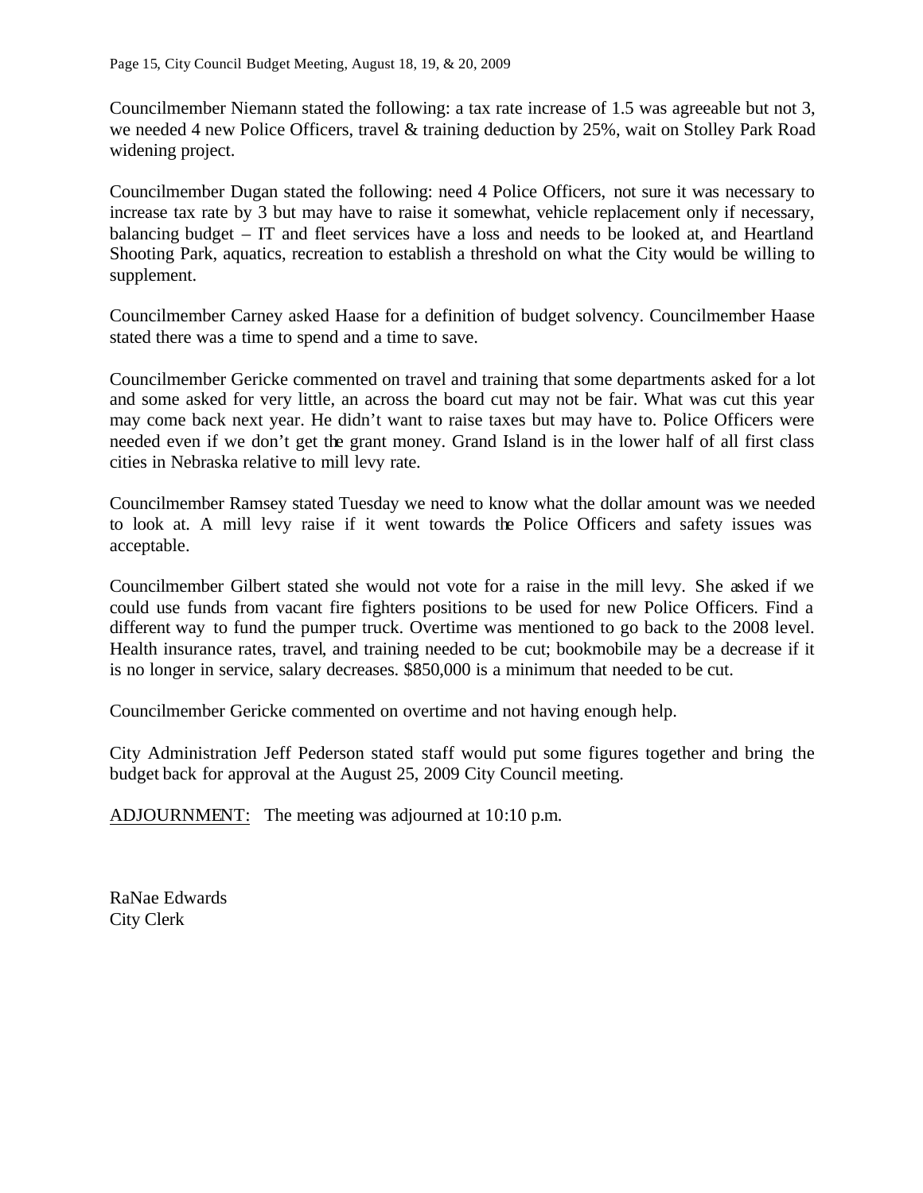Councilmember Niemann stated the following: a tax rate increase of 1.5 was agreeable but not 3, we needed 4 new Police Officers, travel & training deduction by 25%, wait on Stolley Park Road widening project.

Councilmember Dugan stated the following: need 4 Police Officers, not sure it was necessary to increase tax rate by 3 but may have to raise it somewhat, vehicle replacement only if necessary, balancing budget – IT and fleet services have a loss and needs to be looked at, and Heartland Shooting Park, aquatics, recreation to establish a threshold on what the City would be willing to supplement.

Councilmember Carney asked Haase for a definition of budget solvency. Councilmember Haase stated there was a time to spend and a time to save.

Councilmember Gericke commented on travel and training that some departments asked for a lot and some asked for very little, an across the board cut may not be fair. What was cut this year may come back next year. He didn't want to raise taxes but may have to. Police Officers were needed even if we don't get the grant money. Grand Island is in the lower half of all first class cities in Nebraska relative to mill levy rate.

Councilmember Ramsey stated Tuesday we need to know what the dollar amount was we needed to look at. A mill levy raise if it went towards the Police Officers and safety issues was acceptable.

Councilmember Gilbert stated she would not vote for a raise in the mill levy. She asked if we could use funds from vacant fire fighters positions to be used for new Police Officers. Find a different way to fund the pumper truck. Overtime was mentioned to go back to the 2008 level. Health insurance rates, travel, and training needed to be cut; bookmobile may be a decrease if it is no longer in service, salary decreases. $850,000 is a minimum that needed to be cut.

Councilmember Gericke commented on overtime and not having enough help.

City Administration Jeff Pederson stated staff would put some figures together and bring the budget back for approval at the August 25, 2009 City Council meeting.

ADJOURNMENT: The meeting was adjourned at 10:10 p.m.

RaNae Edwards
City Clerk